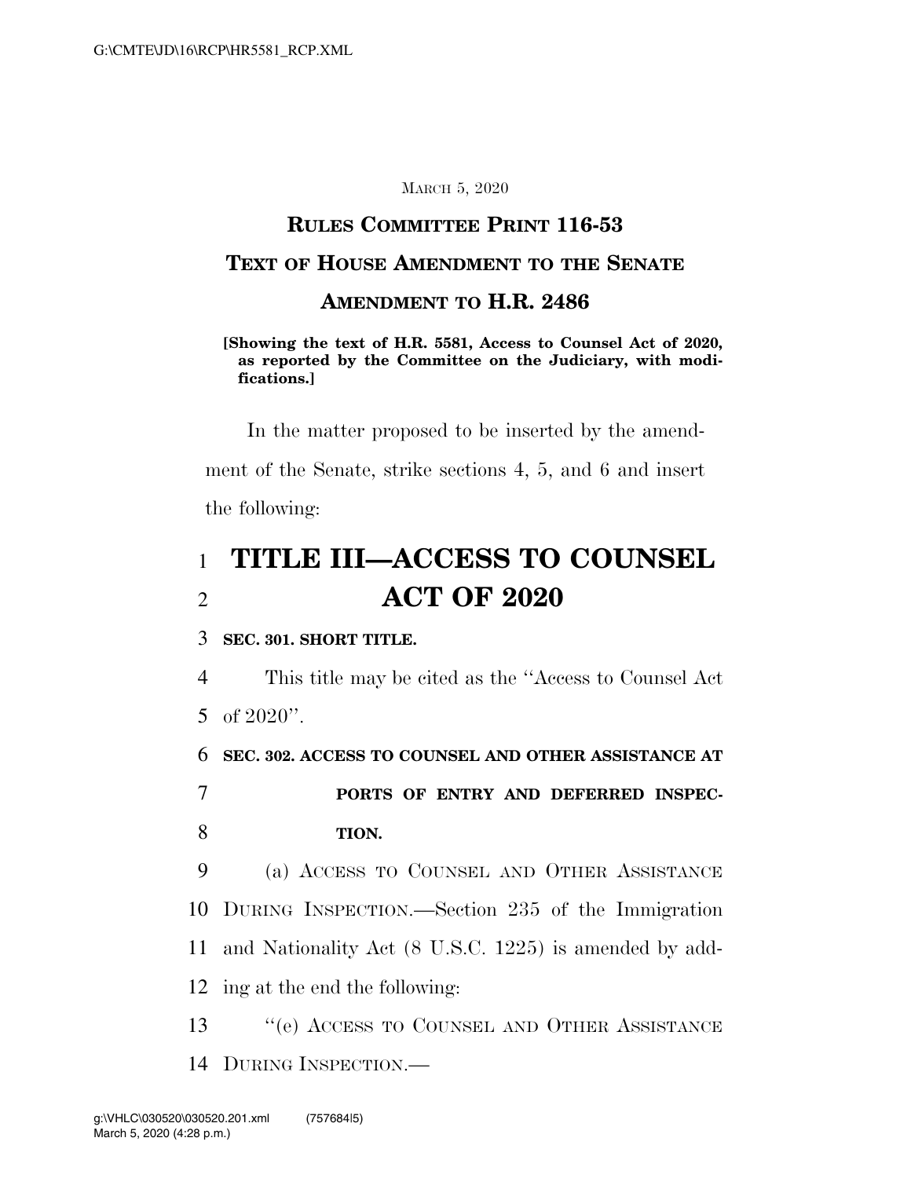March 5, 2020

## Rules Committee Print 116-53

## Text of House Amendment to the Senate Amendment to H.R. 2486

**[Showing the text of H.R. 5581, Access to Counsel Act of 2020, as reported by the Committee on the Judiciary, with modifications.]**

In the matter proposed to be inserted by the amendment of the Senate, strike sections 4, 5, and 6 and insert the following:

# TITLE III—ACCESS TO COUNSEL ACT OF 2020

**SEC. 301. SHORT TITLE.**

This title may be cited as the "Access to Counsel Act of 2020".

**SEC. 302. ACCESS TO COUNSEL AND OTHER ASSISTANCE AT PORTS OF ENTRY AND DEFERRED INSPECTION.**

(a) Access to Counsel and Other Assistance During Inspection.—Section 235 of the Immigration and Nationality Act (8 U.S.C. 1225) is amended by adding at the end the following:

"(e) Access to Counsel and Other Assistance During Inspection.—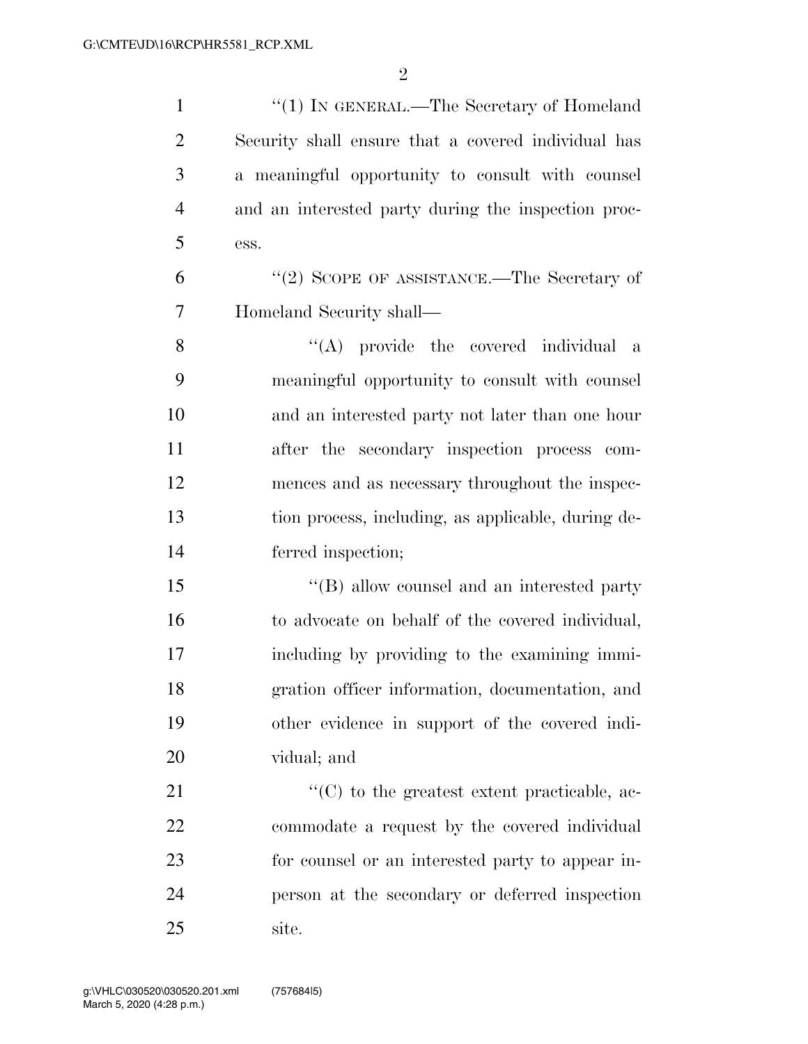"(1) IN GENERAL.—The Secretary of Homeland Security shall ensure that a covered individual has a meaningful opportunity to consult with counsel and an interested party during the inspection process.

"(2) SCOPE OF ASSISTANCE.—The Secretary of Homeland Security shall—

"(A) provide the covered individual a meaningful opportunity to consult with counsel and an interested party not later than one hour after the secondary inspection process commences and as necessary throughout the inspection process, including, as applicable, during deferred inspection;

"(B) allow counsel and an interested party to advocate on behalf of the covered individual, including by providing to the examining immigration officer information, documentation, and other evidence in support of the covered individual; and

"(C) to the greatest extent practicable, accommodate a request by the covered individual for counsel or an interested party to appear in-person at the secondary or deferred inspection site.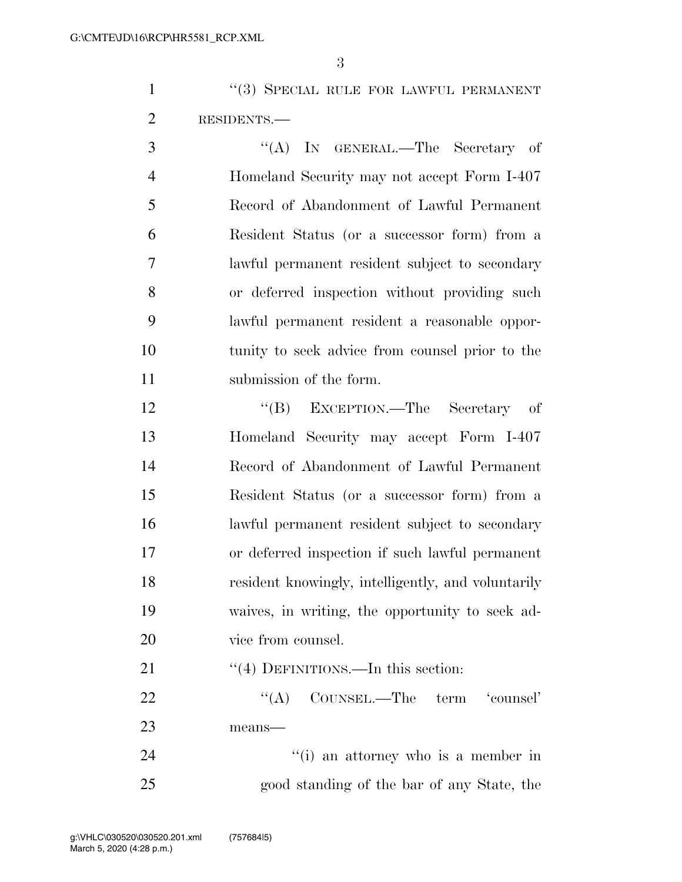"(3) SPECIAL RULE FOR LAWFUL PERMANENT RESIDENTS.—

"(A) IN GENERAL.—The Secretary of Homeland Security may not accept Form I-407 Record of Abandonment of Lawful Permanent Resident Status (or a successor form) from a lawful permanent resident subject to secondary or deferred inspection without providing such lawful permanent resident a reasonable opportunity to seek advice from counsel prior to the submission of the form.

"(B) EXCEPTION.—The Secretary of Homeland Security may accept Form I-407 Record of Abandonment of Lawful Permanent Resident Status (or a successor form) from a lawful permanent resident subject to secondary or deferred inspection if such lawful permanent resident knowingly, intelligently, and voluntarily waives, in writing, the opportunity to seek advice from counsel.

"(4) DEFINITIONS.—In this section:

"(A) COUNSEL.—The term 'counsel' means—

"(i) an attorney who is a member in good standing of the bar of any State, the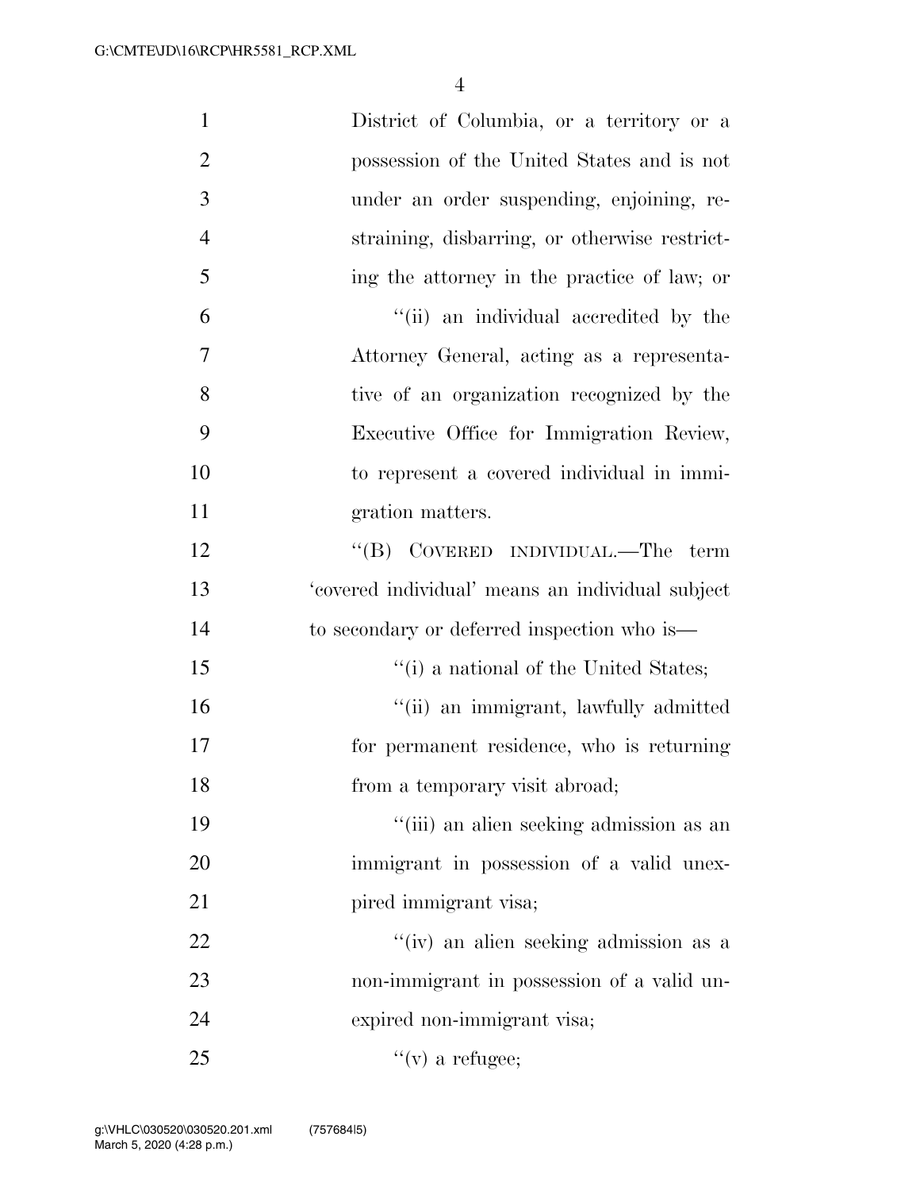District of Columbia, or a territory or a possession of the United States and is not under an order suspending, enjoining, restraining, disbarring, or otherwise restricting the attorney in the practice of law; or

''(ii) an individual accredited by the Attorney General, acting as a representative of an organization recognized by the Executive Office for Immigration Review, to represent a covered individual in immigration matters.

''(B) COVERED INDIVIDUAL.—The term 'covered individual' means an individual subject to secondary or deferred inspection who is—

''(i) a national of the United States;

''(ii) an immigrant, lawfully admitted for permanent residence, who is returning from a temporary visit abroad;

''(iii) an alien seeking admission as an immigrant in possession of a valid unexpired immigrant visa;

''(iv) an alien seeking admission as a non-immigrant in possession of a valid unexpired non-immigrant visa;

''(v) a refugee;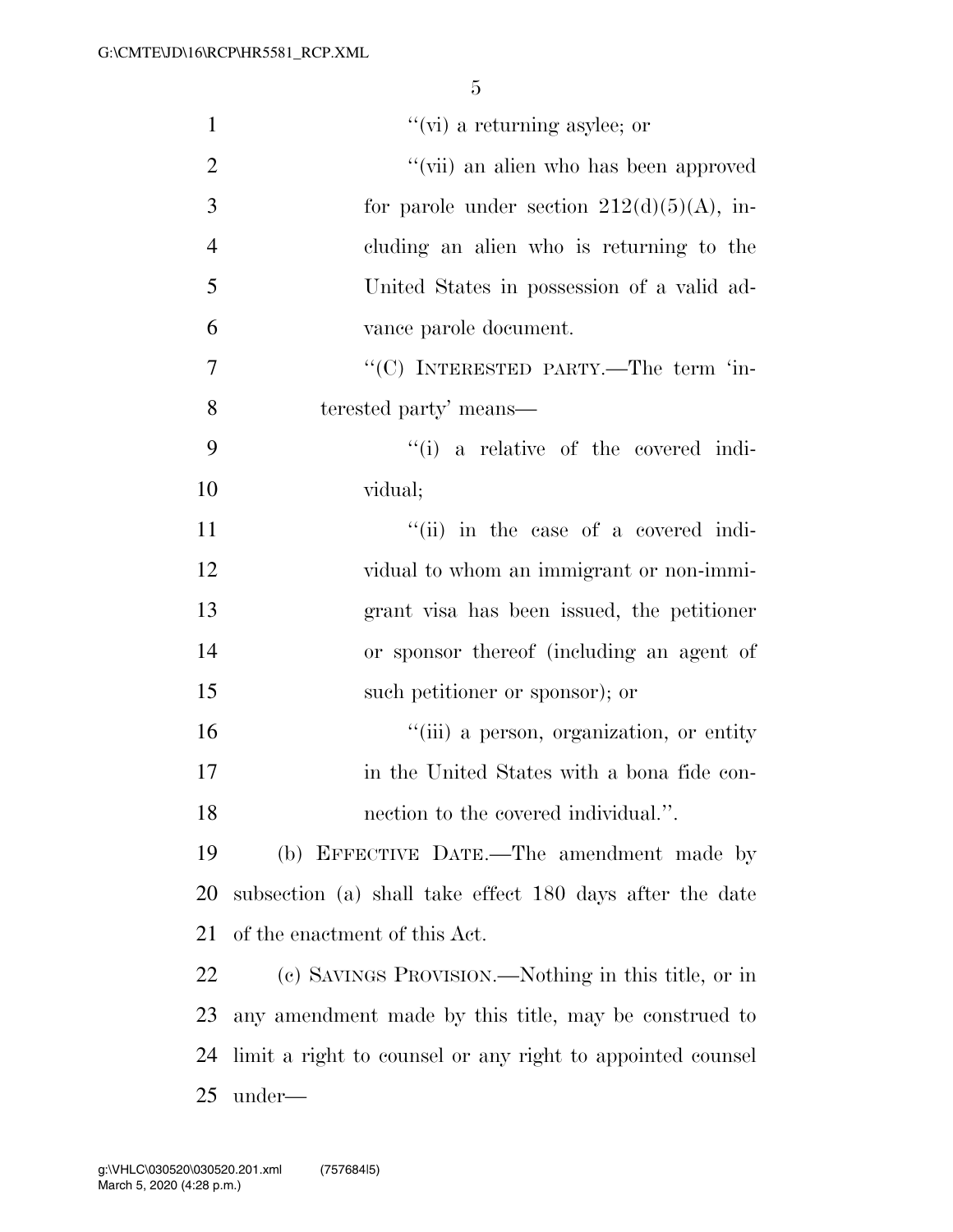"(vi) a returning asylee; or

"(vii) an alien who has been approved for parole under section 212(d)(5)(A), including an alien who is returning to the United States in possession of a valid advance parole document.

"(C) INTERESTED PARTY.—The term 'interested party' means—

"(i) a relative of the covered individual;

"(ii) in the case of a covered individual to whom an immigrant or non-immigrant visa has been issued, the petitioner or sponsor thereof (including an agent of such petitioner or sponsor); or

"(iii) a person, organization, or entity in the United States with a bona fide connection to the covered individual.".

(b) EFFECTIVE DATE.—The amendment made by subsection (a) shall take effect 180 days after the date of the enactment of this Act.

(c) SAVINGS PROVISION.—Nothing in this title, or in any amendment made by this title, may be construed to limit a right to counsel or any right to appointed counsel under—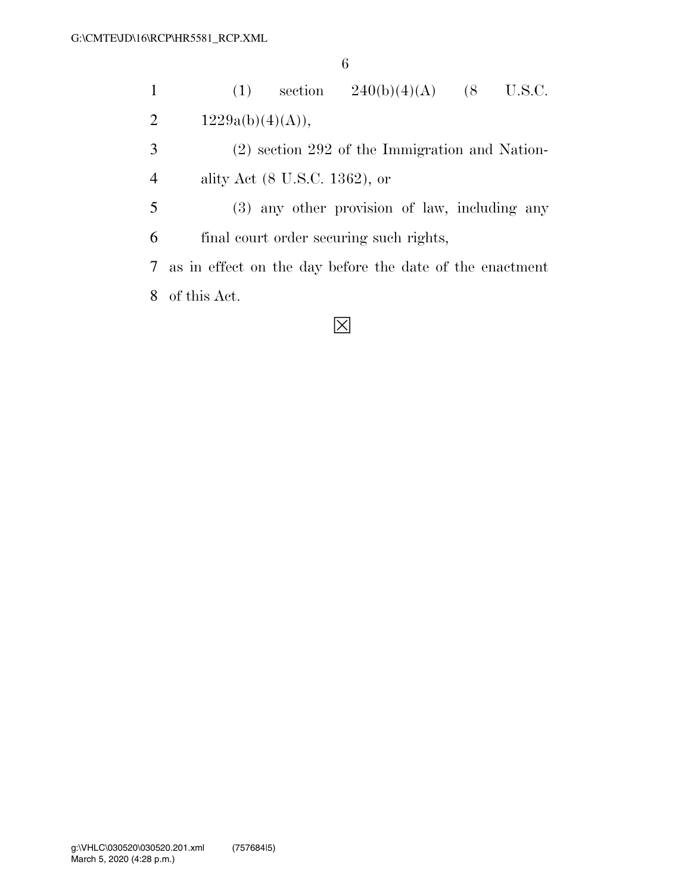(1) section 240(b)(4)(A) (8 U.S.C. 1229a(b)(4)(A)),

(2) section 292 of the Immigration and Nationality Act (8 U.S.C. 1362), or

(3) any other provision of law, including any final court order securing such rights,

as in effect on the day before the date of the enactment of this Act.